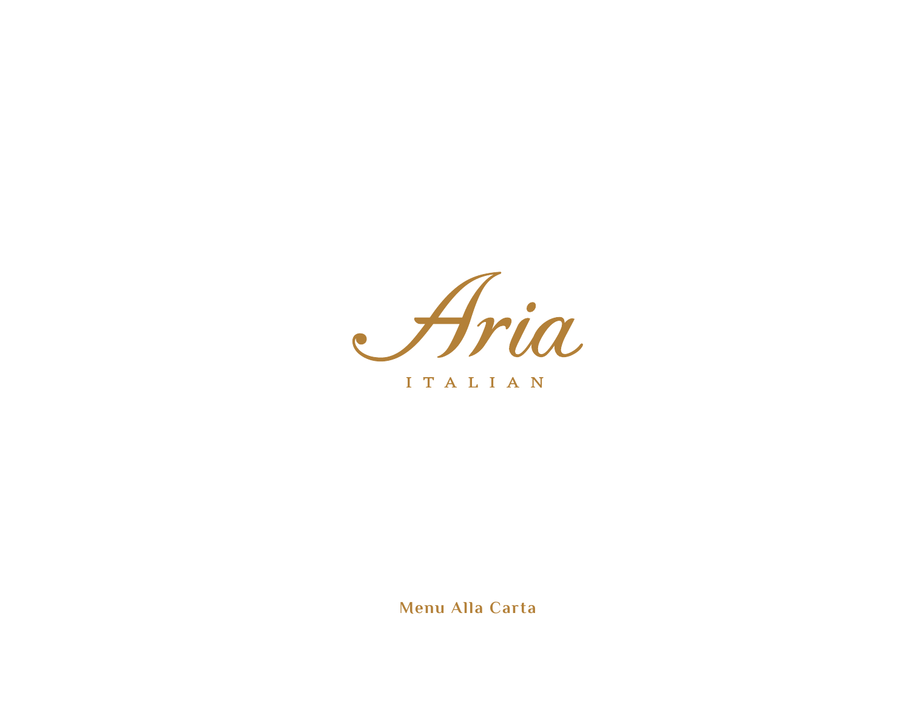# Aria

ITALIAN

Menu Alla Carta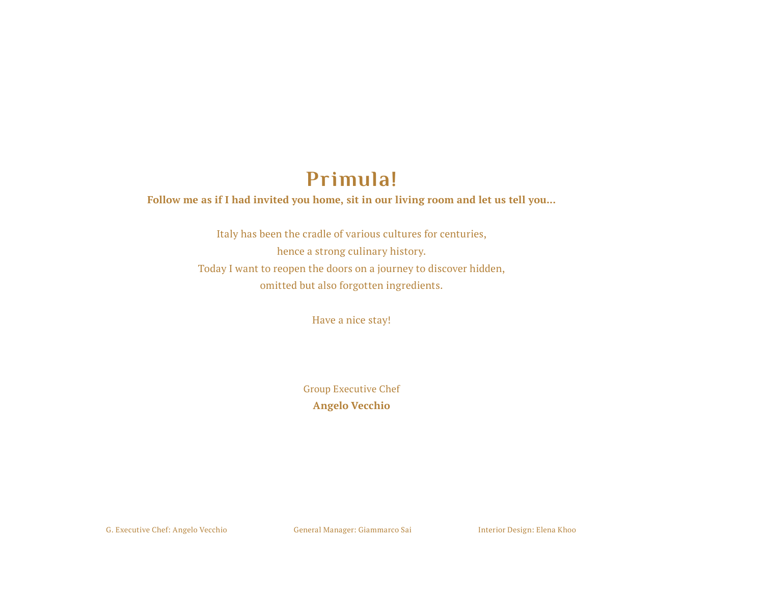# Primula!

**Follow me as if I had invited you home, sit in our living room and let us tell you...**

Italy has been the cradle of various cultures for centuries,
hence a strong culinary history.
Today I want to reopen the doors on a journey to discover hidden,
omitted but also forgotten ingredients.

Have a nice stay!

Group Executive Chef
**Angelo Vecchio**

G. Executive Chef: Angelo Vecchio

General Manager: Giammarco Sai

Interior Design: Elena Khoo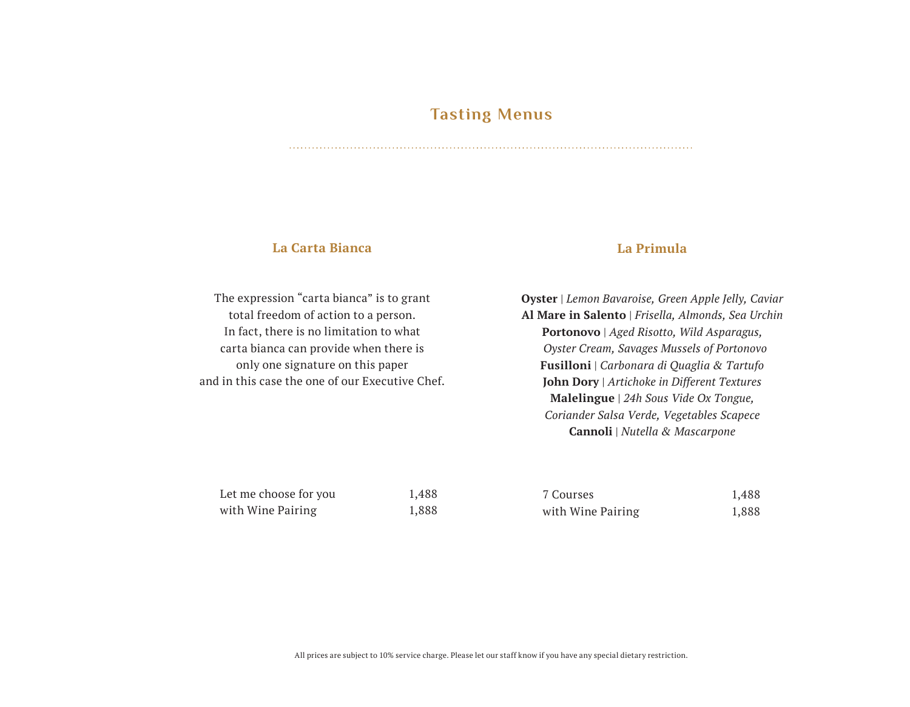# Tasting Menus

## La Carta Bianca

The expression “carta bianca” is to grant total freedom of action to a person. In fact, there is no limitation to what carta bianca can provide when there is only one signature on this paper and in this case the one of our Executive Chef.

| | |
|---|---|
| Let me choose for you | 1,488 |
| with Wine Pairing | 1,888 |

## La Primula

**Oyster** | *Lemon Bavaroise, Green Apple Jelly, Caviar*
**Al Mare in Salento** | *Frisella, Almonds, Sea Urchin*
**Portonovo** | *Aged Risotto, Wild Asparagus, Oyster Cream, Savages Mussels of Portonovo*
**Fusilloni** | *Carbonara di Quaglia & Tartufo*
**John Dory** | *Artichoke in Different Textures*
**Malelingue** | *24h Sous Vide Ox Tongue, Coriander Salsa Verde, Vegetables Scapece*
**Cannoli** | *Nutella & Mascarpone*

| | |
|---|---|
| 7 Courses | 1,488 |
| with Wine Pairing | 1,888 |

All prices are subject to 10% service charge. Please let our staff know if you have any special dietary restriction.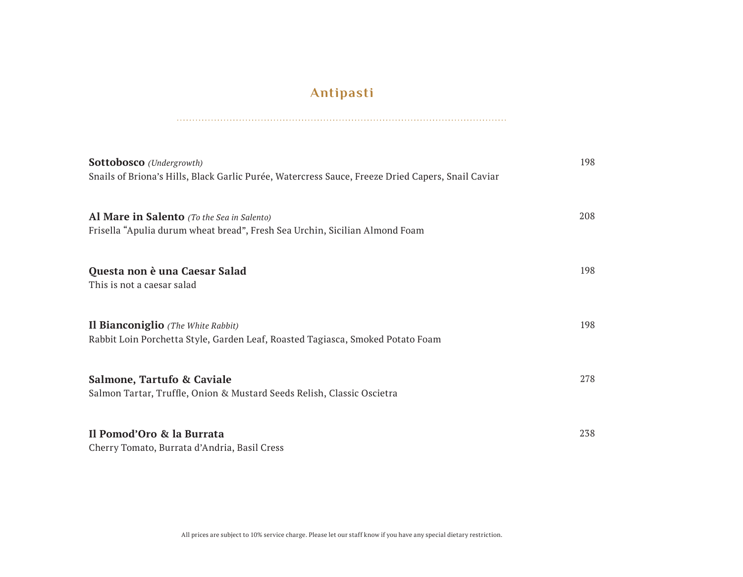# Antipasti

**Sottobosco** *(Undergrowth)* 198
Snails of Briona's Hills, Black Garlic Purée, Watercress Sauce, Freeze Dried Capers, Snail Caviar

**Al Mare in Salento** *(To the Sea in Salento)* 208
Frisella "Apulia durum wheat bread", Fresh Sea Urchin, Sicilian Almond Foam

**Questa non è una Caesar Salad** 198
This is not a caesar salad

**Il Bianconiglio** *(The White Rabbit)* 198
Rabbit Loin Porchetta Style, Garden Leaf, Roasted Tagiasca, Smoked Potato Foam

**Salmone, Tartufo & Caviale** 278
Salmon Tartar, Truffle, Onion & Mustard Seeds Relish, Classic Oscietra

**Il Pomod'Oro & la Burrata** 238
Cherry Tomato, Burrata d'Andria, Basil Cress

All prices are subject to 10% service charge. Please let our staff know if you have any special dietary restriction.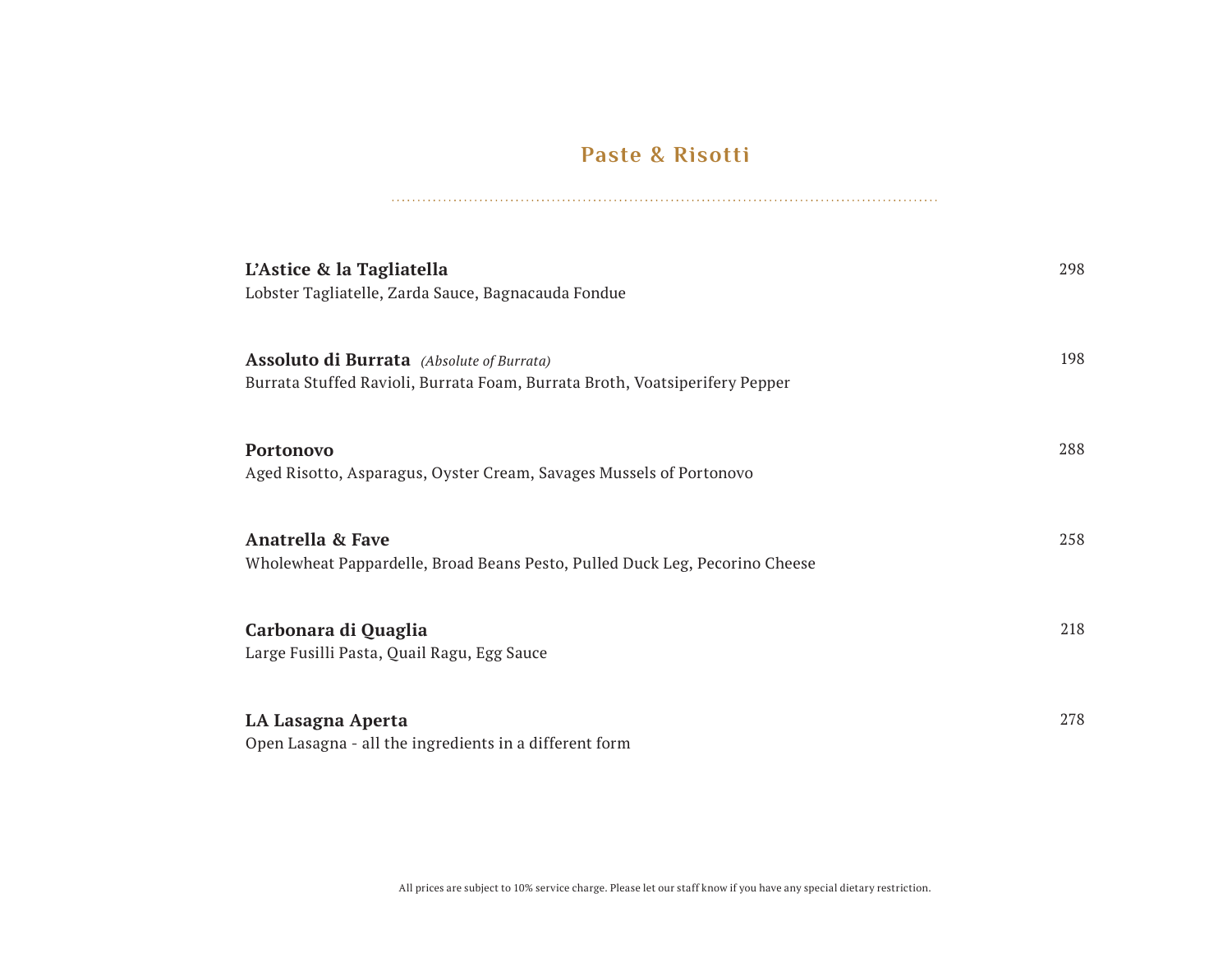## Paste & Risotti

**L'Astice & la Tagliatella** 298
Lobster Tagliatelle, Zarda Sauce, Bagnacauda Fondue

**Assoluto di Burrata** *(Absolute of Burrata)* 198
Burrata Stuffed Ravioli, Burrata Foam, Burrata Broth, Voatsiperifery Pepper

**Portonovo** 288
Aged Risotto, Asparagus, Oyster Cream, Savages Mussels of Portonovo

**Anatrella & Fave** 258
Wholewheat Pappardelle, Broad Beans Pesto, Pulled Duck Leg, Pecorino Cheese

**Carbonara di Quaglia** 218
Large Fusilli Pasta, Quail Ragu, Egg Sauce

**LA Lasagna Aperta** 278
Open Lasagna - all the ingredients in a different form

All prices are subject to 10% service charge. Please let our staff know if you have any special dietary restriction.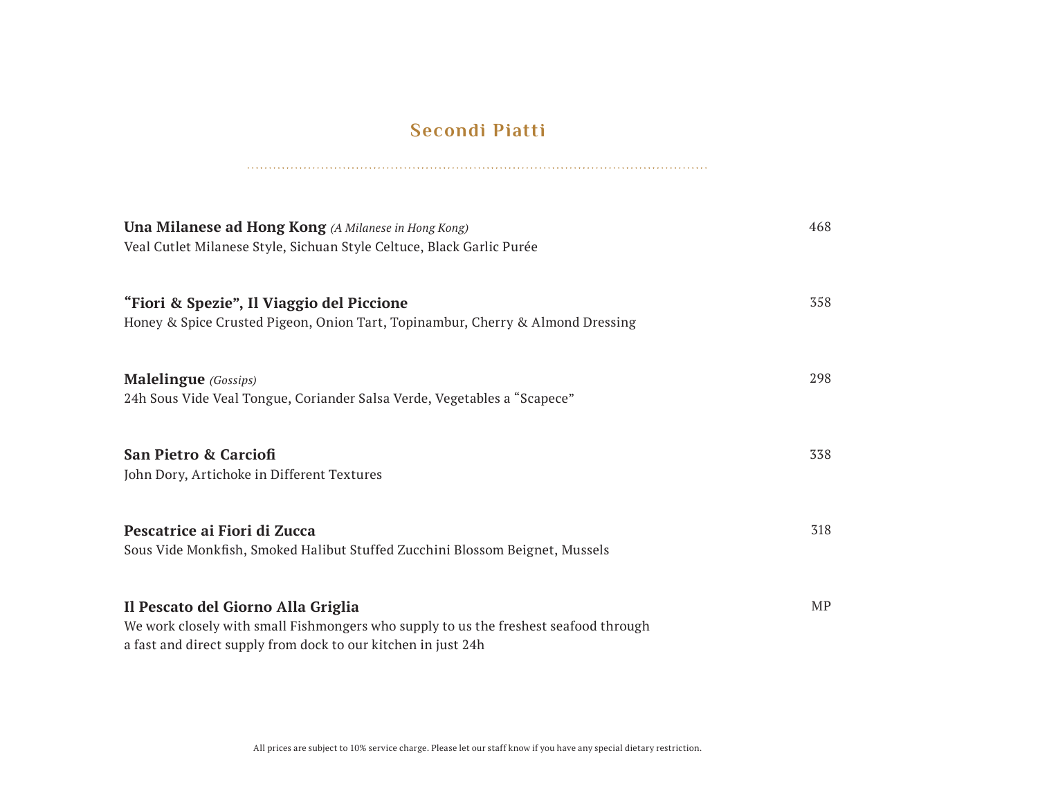## Secondi Piatti

**Una Milanese ad Hong Kong** *(A Milanese in Hong Kong)* 468
Veal Cutlet Milanese Style, Sichuan Style Celtuce, Black Garlic Purée

**"Fiori & Spezie", Il Viaggio del Piccione** 358
Honey & Spice Crusted Pigeon, Onion Tart, Topinambur, Cherry & Almond Dressing

**Malelingue** *(Gossips)* 298
24h Sous Vide Veal Tongue, Coriander Salsa Verde, Vegetables a "Scapece"

**San Pietro & Carciofi** 338
John Dory, Artichoke in Different Textures

**Pescatrice ai Fiori di Zucca** 318
Sous Vide Monkfish, Smoked Halibut Stuffed Zucchini Blossom Beignet, Mussels

**Il Pescato del Giorno Alla Griglia** MP
We work closely with small Fishmongers who supply to us the freshest seafood through a fast and direct supply from dock to our kitchen in just 24h

All prices are subject to 10% service charge. Please let our staff know if you have any special dietary restriction.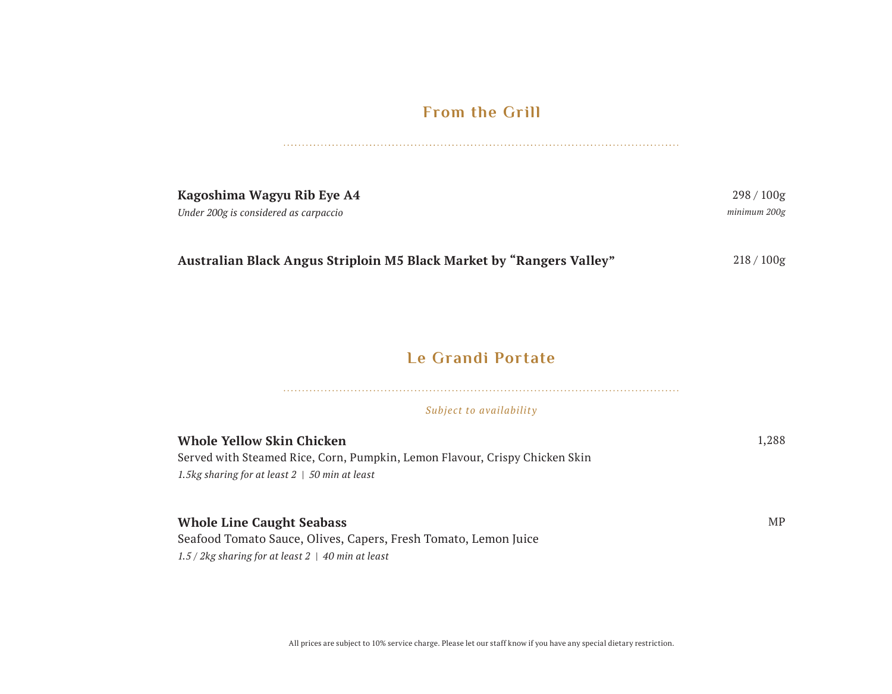## From the Grill

**Kagoshima Wagyu Rib Eye A4** — 298 / 100g
*Under 200g is considered as carpaccio* — *minimum 200g*

**Australian Black Angus Striploin M5 Black Market by "Rangers Valley"** — 218 / 100g

## Le Grandi Portate

*Subject to availability*

**Whole Yellow Skin Chicken** — 1,288
Served with Steamed Rice, Corn, Pumpkin, Lemon Flavour, Crispy Chicken Skin
*1.5kg sharing for at least 2 | 50 min at least*

**Whole Line Caught Seabass** — MP
Seafood Tomato Sauce, Olives, Capers, Fresh Tomato, Lemon Juice
*1.5 / 2kg sharing for at least 2 | 40 min at least*

All prices are subject to 10% service charge. Please let our staff know if you have any special dietary restriction.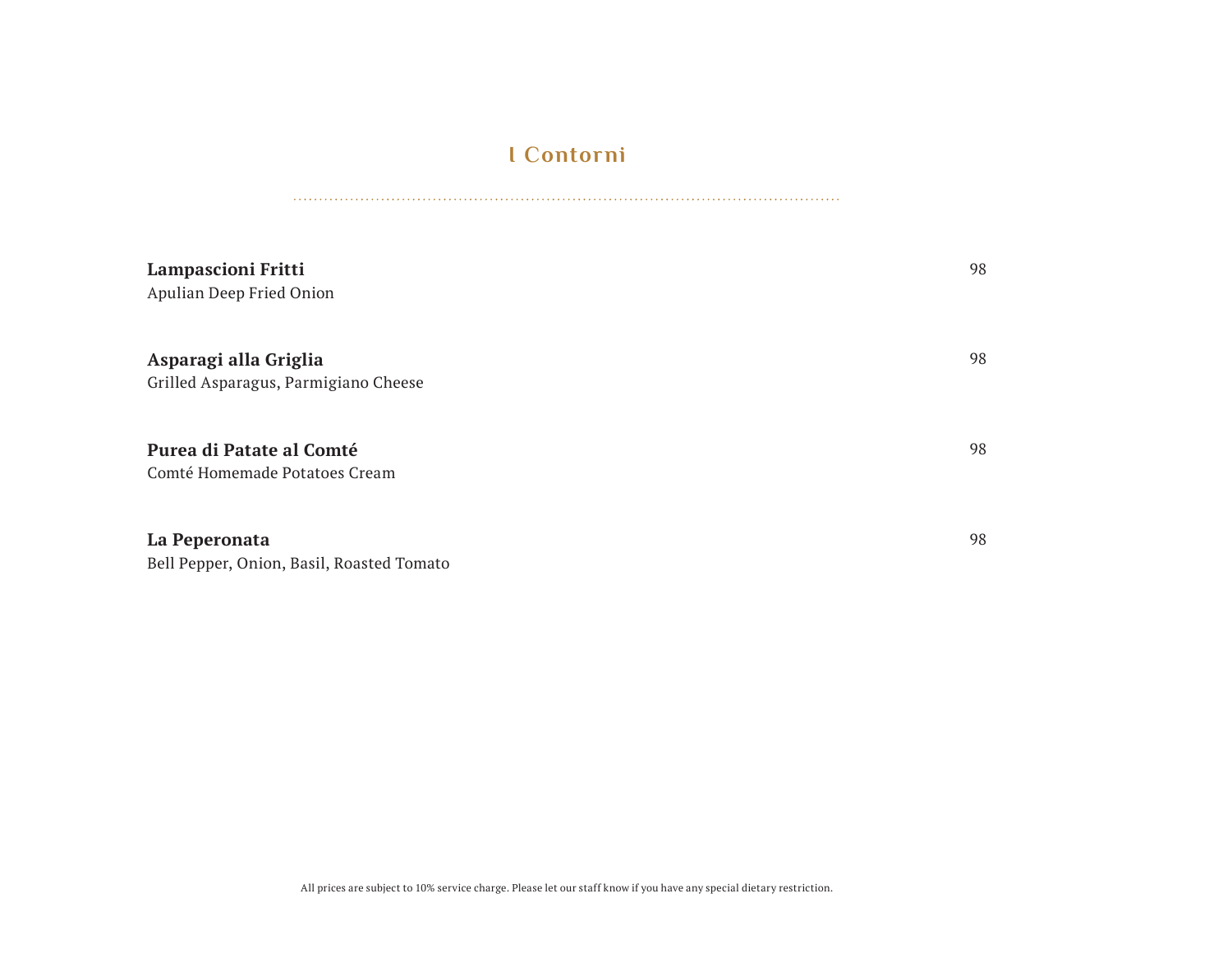## I Contorni

**Lampascioni Fritti** 98
Apulian Deep Fried Onion

**Asparagi alla Griglia** 98
Grilled Asparagus, Parmigiano Cheese

**Purea di Patate al Comté** 98
Comté Homemade Potatoes Cream

**La Peperonata** 98
Bell Pepper, Onion, Basil, Roasted Tomato

All prices are subject to 10% service charge. Please let our staff know if you have any special dietary restriction.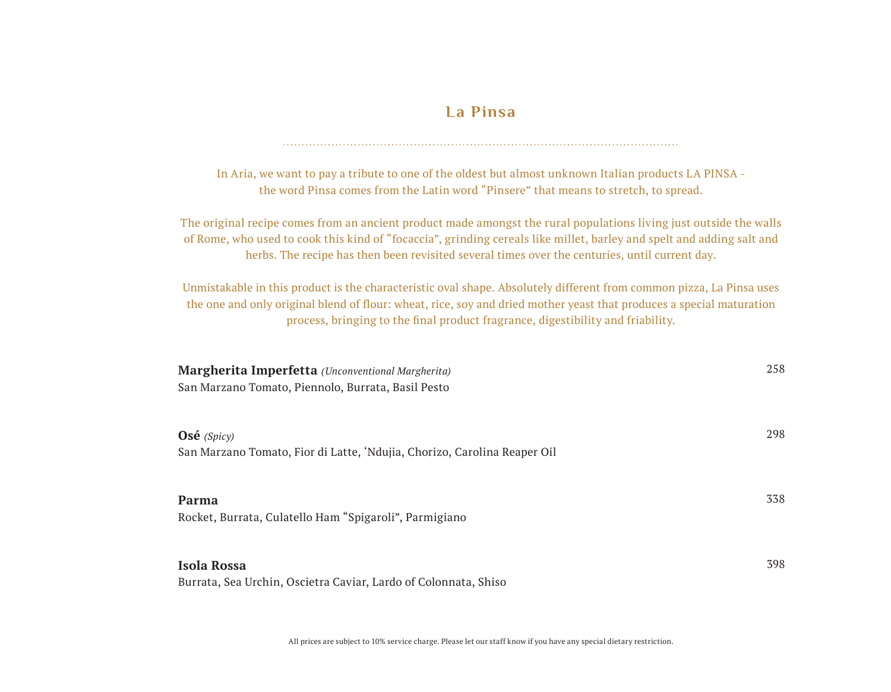# La Pinsa

In Aria, we want to pay a tribute to one of the oldest but almost unknown Italian products LA PINSA - the word Pinsa comes from the Latin word "Pinsere" that means to stretch, to spread.

The original recipe comes from an ancient product made amongst the rural populations living just outside the walls of Rome, who used to cook this kind of "focaccia", grinding cereals like millet, barley and spelt and adding salt and herbs. The recipe has then been revisited several times over the centuries, until current day.

Unmistakable in this product is the characteristic oval shape. Absolutely different from common pizza, La Pinsa uses the one and only original blend of flour: wheat, rice, soy and dried mother yeast that produces a special maturation process, bringing to the final product fragrance, digestibility and friability.

**Margherita Imperfetta** *(Unconventional Margherita)* — 258
San Marzano Tomato, Piennolo, Burrata, Basil Pesto

**Osé** *(Spicy)* — 298
San Marzano Tomato, Fior di Latte, 'Ndujia, Chorizo, Carolina Reaper Oil

**Parma** — 338
Rocket, Burrata, Culatello Ham "Spigaroli", Parmigiano

**Isola Rossa** — 398
Burrata, Sea Urchin, Oscietra Caviar, Lardo of Colonnata, Shiso

All prices are subject to 10% service charge. Please let our staff know if you have any special dietary restriction.